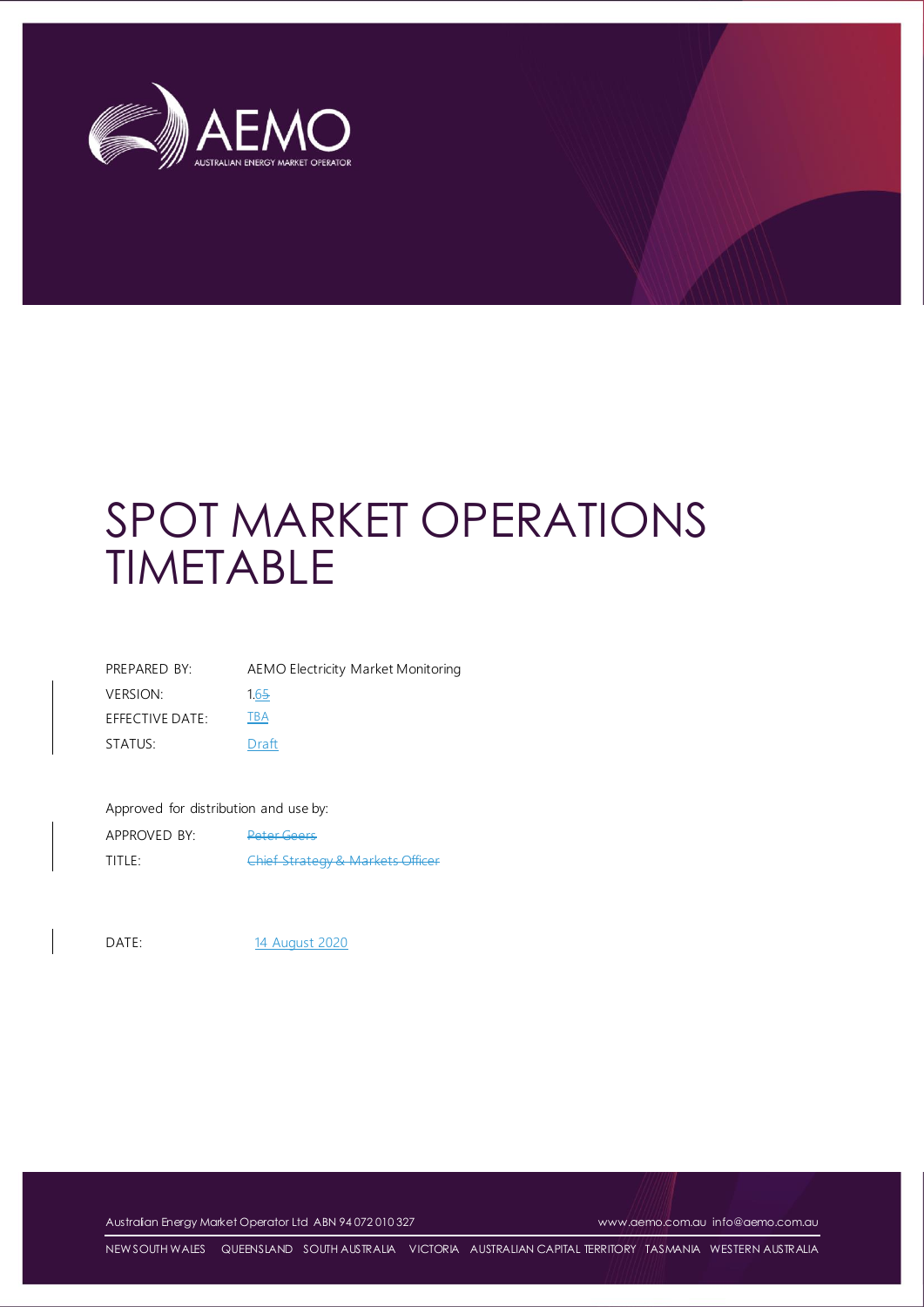AEMO

AUSTRALIAN ENERGY MARKET OPERATOR

# SPOT MARKET OPERATIONS TIMETABLE

| | |
|---|---|
| PREPARED BY: | AEMO Electricity Market Monitoring |
| VERSION: | 1.~~5~~6 |
| EFFECTIVE DATE: | TBA |
| STATUS: | Draft |

Approved for distribution and use by:

| | |
|---|---|
| APPROVED BY: | ~~Peter Geers~~ |
| TITLE: | ~~Chief Strategy & Markets Officer~~ |

| | |
|---|---|
| DATE: | 14 August 2020 |

Australian Energy Market Operator Ltd ABN 94 072 010 327 www.aemo.com.au info@aemo.com.au

NEW SOUTH WALES QUEENSLAND SOUTH AUSTRALIA VICTORIA AUSTRALIAN CAPITAL TERRITORY TASMANIA WESTERN AUSTRALIA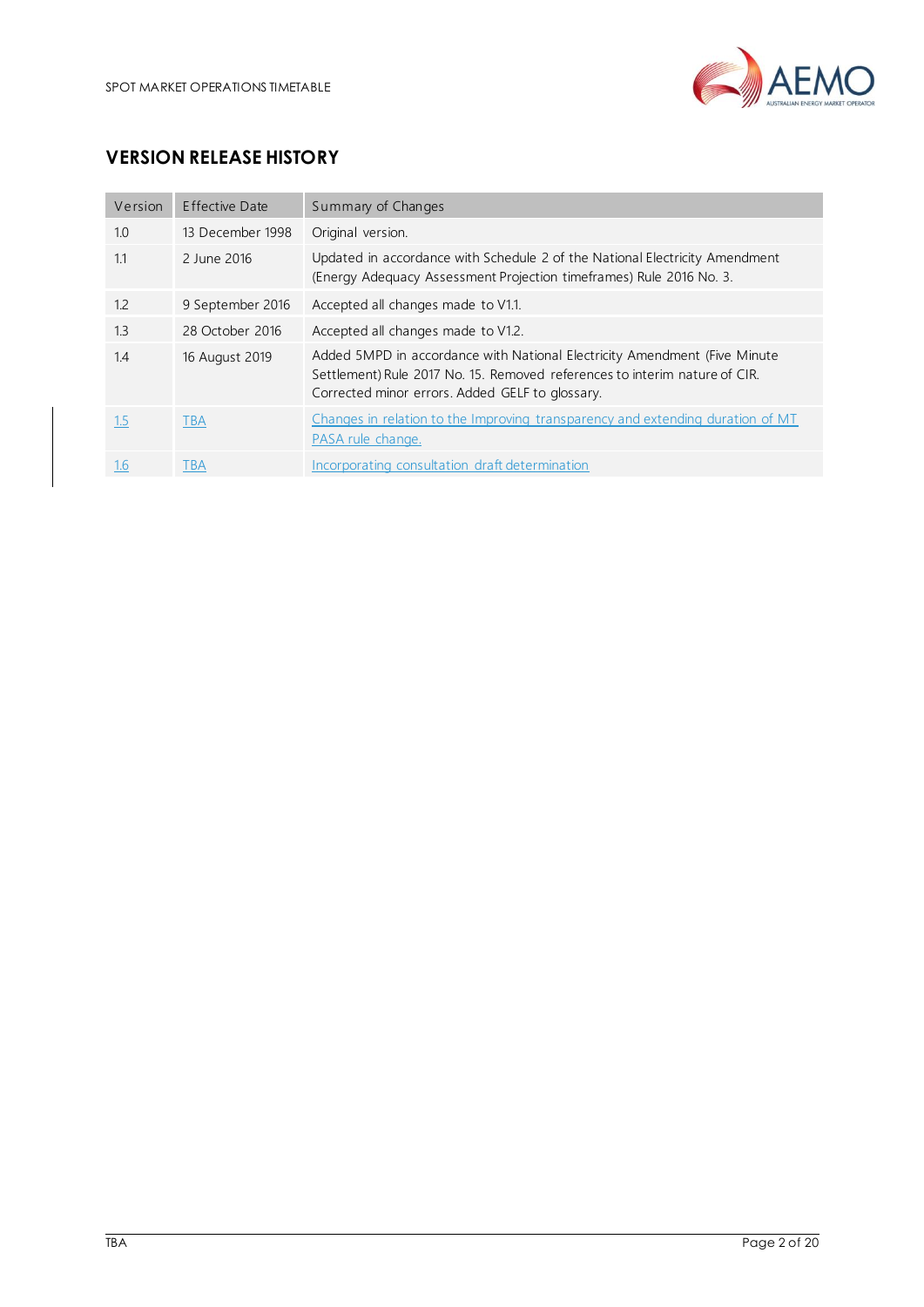## VERSION RELEASE HISTORY

| Version | Effective Date | Summary of Changes |
|---|---|---|
| 1.0 | 13 December 1998 | Original version. |
| 1.1 | 2 June 2016 | Updated in accordance with Schedule 2 of the National Electricity Amendment (Energy Adequacy Assessment Projection timeframes) Rule 2016 No. 3. |
| 1.2 | 9 September 2016 | Accepted all changes made to V1.1. |
| 1.3 | 28 October 2016 | Accepted all changes made to V1.2. |
| 1.4 | 16 August 2019 | Added 5MPD in accordance with National Electricity Amendment (Five Minute Settlement) Rule 2017 No. 15. Removed references to interim nature of CIR. Corrected minor errors. Added GELF to glossary. |
| 1.5 | TBA | Changes in relation to the Improving transparency and extending duration of MT PASA rule change. |
| 1.6 | TBA | Incorporating consultation draft determination |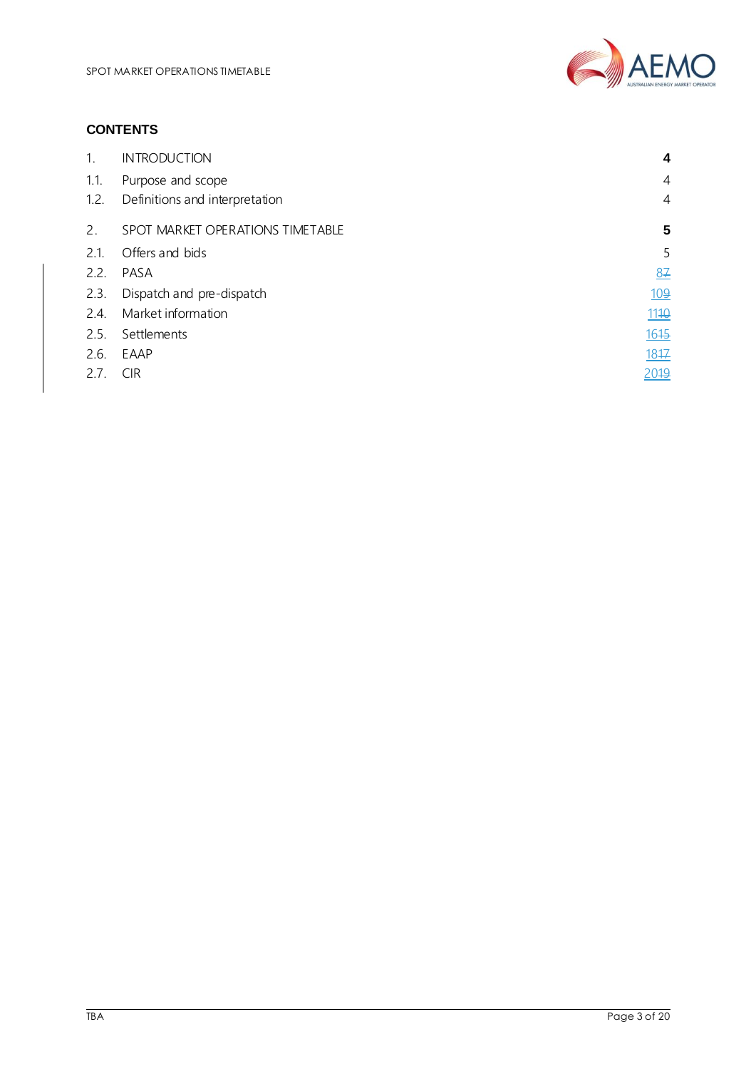## CONTENTS

| | | |
|---|---|---|
| **1.** | **INTRODUCTION** | **4** |
| 1.1. | Purpose and scope | 4 |
| 1.2. | Definitions and interpretation | 4 |
| **2.** | **SPOT MARKET OPERATIONS TIMETABLE** | **5** |
| 2.1. | Offers and bids | 5 |
| 2.2. | PASA | 8~~7~~ |
| 2.3. | Dispatch and pre-dispatch | 10~~9~~ |
| 2.4. | Market information | 11~~10~~ |
| 2.5. | Settlements | 16~~15~~ |
| 2.6. | EAAP | 18~~17~~ |
| 2.7. | CIR | 20~~19~~ |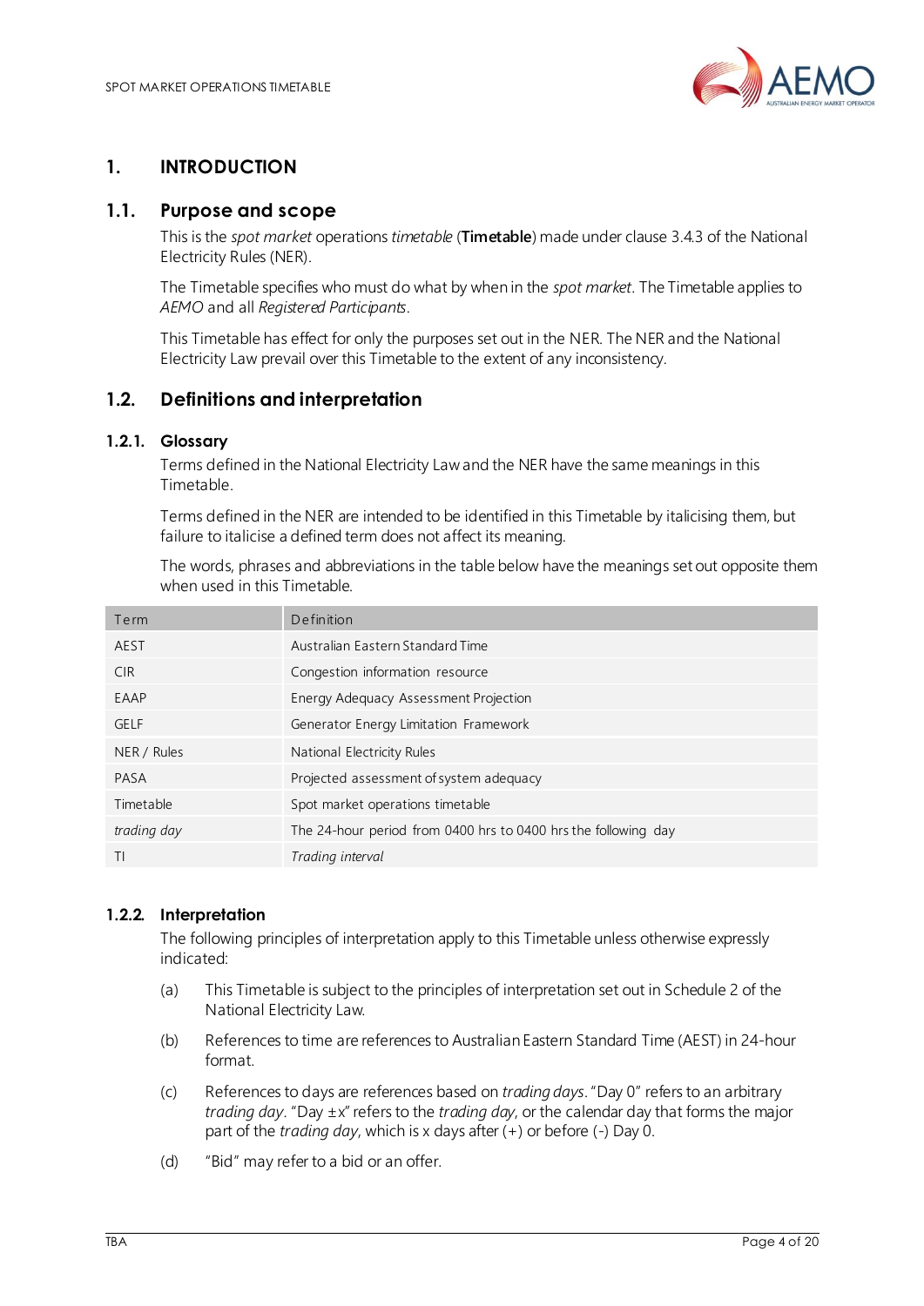# 1. INTRODUCTION

## 1.1. Purpose and scope

This is the *spot market* operations *timetable* (**Timetable**) made under clause 3.4.3 of the National Electricity Rules (NER).

The Timetable specifies who must do what by when in the *spot market*. The Timetable applies to *AEMO* and all *Registered Participants*.

This Timetable has effect for only the purposes set out in the NER. The NER and the National Electricity Law prevail over this Timetable to the extent of any inconsistency.

## 1.2. Definitions and interpretation

### 1.2.1. Glossary

Terms defined in the National Electricity Law and the NER have the same meanings in this Timetable.

Terms defined in the NER are intended to be identified in this Timetable by italicising them, but failure to italicise a defined term does not affect its meaning.

The words, phrases and abbreviations in the table below have the meanings set out opposite them when used in this Timetable.

| Term | Definition |
|---|---|
| AEST | Australian Eastern Standard Time |
| CIR | Congestion information resource |
| EAAP | Energy Adequacy Assessment Projection |
| GELF | Generator Energy Limitation Framework |
| NER / Rules | National Electricity Rules |
| PASA | Projected assessment of system adequacy |
| Timetable | Spot market operations timetable |
| *trading day* | The 24-hour period from 0400 hrs to 0400 hrs the following day |
| TI | *Trading interval* |

### 1.2.2. Interpretation

The following principles of interpretation apply to this Timetable unless otherwise expressly indicated:

(a) This Timetable is subject to the principles of interpretation set out in Schedule 2 of the National Electricity Law.

(b) References to time are references to Australian Eastern Standard Time (AEST) in 24-hour format.

(c) References to days are references based on *trading days*. "Day 0" refers to an arbitrary *trading day*. "Day ±x" refers to the *trading day*, or the calendar day that forms the major part of the *trading day*, which is x days after (+) or before (-) Day 0.

(d) "Bid" may refer to a bid or an offer.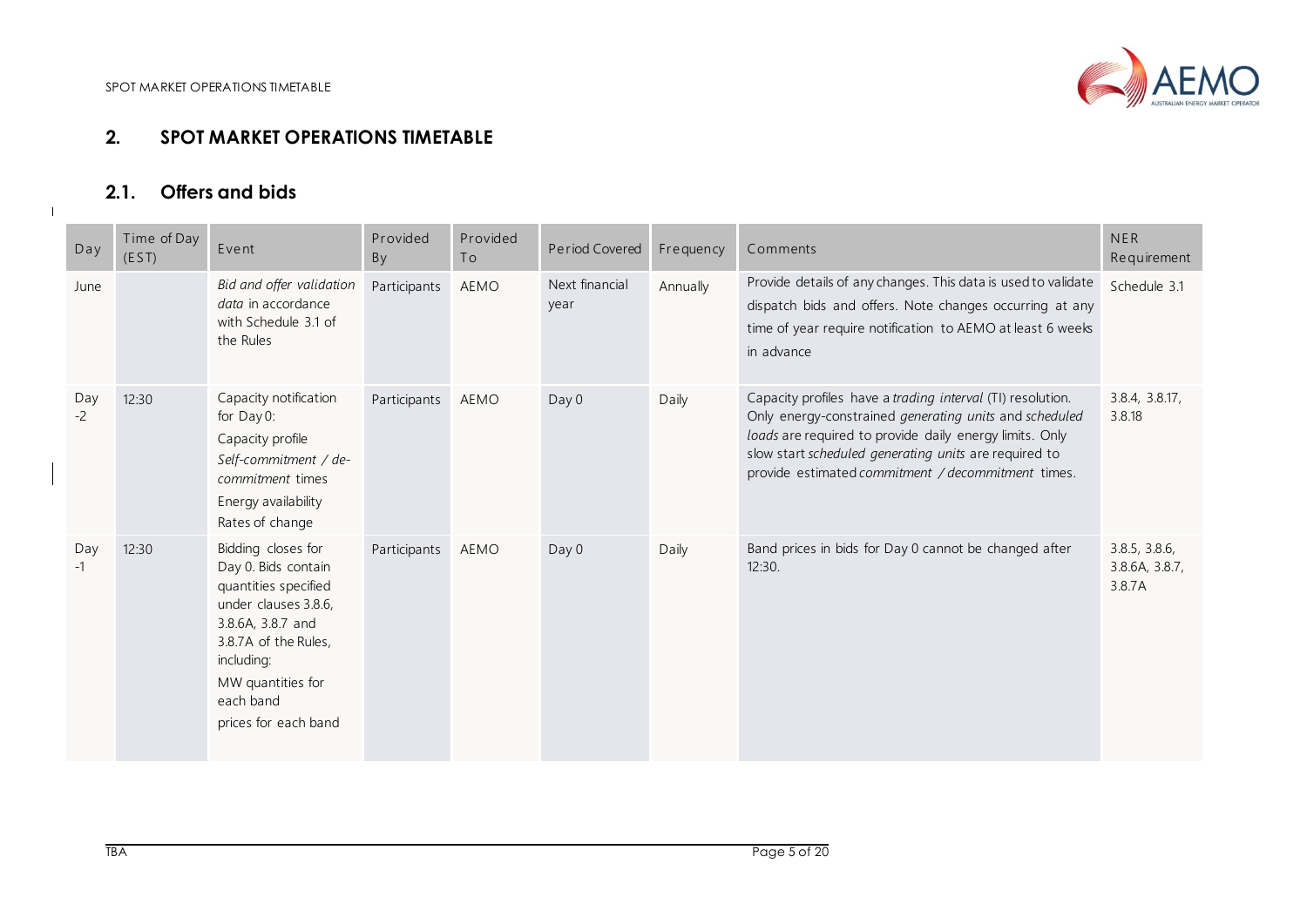## 2. SPOT MARKET OPERATIONS TIMETABLE

### 2.1. Offers and bids

| Day | Time of Day (EST) | Event | Provided By | Provided To | Period Covered | Frequency | Comments | NER Requirement |
|---|---|---|---|---|---|---|---|---|
| June | | *Bid and offer validation data* in accordance with Schedule 3.1 of the Rules | Participants | AEMO | Next financial year | Annually | Provide details of any changes. This data is used to validate dispatch bids and offers. Note changes occurring at any time of year require notification to AEMO at least 6 weeks in advance | Schedule 3.1 |
| Day -2 | 12:30 | Capacity notification for Day 0:<br>Capacity profile<br>*Self-commitment / de-commitment* times<br>Energy availability<br>Rates of change | Participants | AEMO | Day 0 | Daily | Capacity profiles have a *trading interval* (TI) resolution. Only energy-constrained *generating units* and *scheduled loads* are required to provide daily energy limits. Only slow start *scheduled generating units* are required to provide estimated *commitment / decommitment* times. | 3.8.4, 3.8.17, 3.8.18 |
| Day -1 | 12:30 | Bidding closes for Day 0. Bids contain quantities specified under clauses 3.8.6, 3.8.6A, 3.8.7 and 3.8.7A of the Rules, including:<br>MW quantities for each band<br>prices for each band | Participants | AEMO | Day 0 | Daily | Band prices in bids for Day 0 cannot be changed after 12:30. | 3.8.5, 3.8.6, 3.8.6A, 3.8.7, 3.8.7A |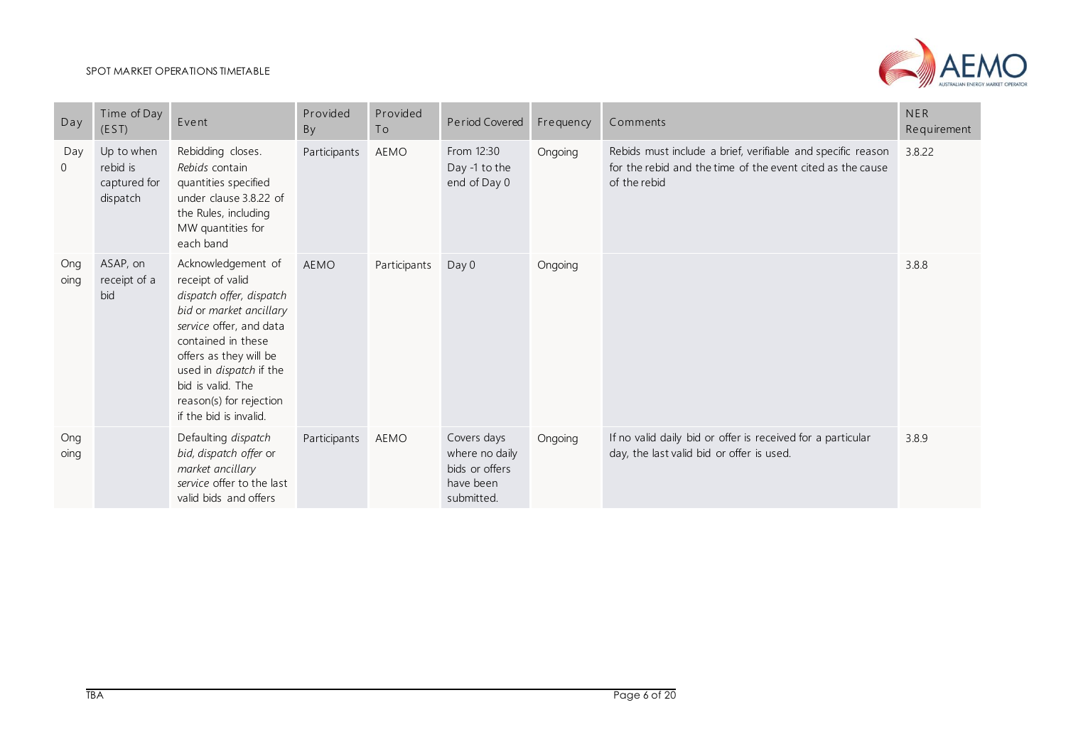| Day | Time of Day (EST) | Event | Provided By | Provided To | Period Covered | Frequency | Comments | NER Requirement |
|---|---|---|---|---|---|---|---|---|
| Day 0 | Up to when rebid is captured for dispatch | Rebidding closes. *Rebids* contain quantities specified under clause 3.8.22 of the Rules, including MW quantities for each band | Participants | AEMO | From 12:30 Day -1 to the end of Day 0 | Ongoing | Rebids must include a brief, verifiable and specific reason for the rebid and the time of the event cited as the cause of the rebid | 3.8.22 |
| Ongoing | ASAP, on receipt of a bid | Acknowledgement of receipt of valid *dispatch offer*, *dispatch bid* or *market ancillary service* offer, and data contained in these offers as they will be used in *dispatch* if the bid is valid. The reason(s) for rejection if the bid is invalid. | AEMO | Participants | Day 0 | Ongoing | | 3.8.8 |
| Ongoing | | Defaulting *dispatch bid*, *dispatch offer* or *market ancillary service* offer to the last valid bids and offers | Participants | AEMO | Covers days where no daily bids or offers have been submitted. | Ongoing | If no valid daily bid or offer is received for a particular day, the last valid bid or offer is used. | 3.8.9 |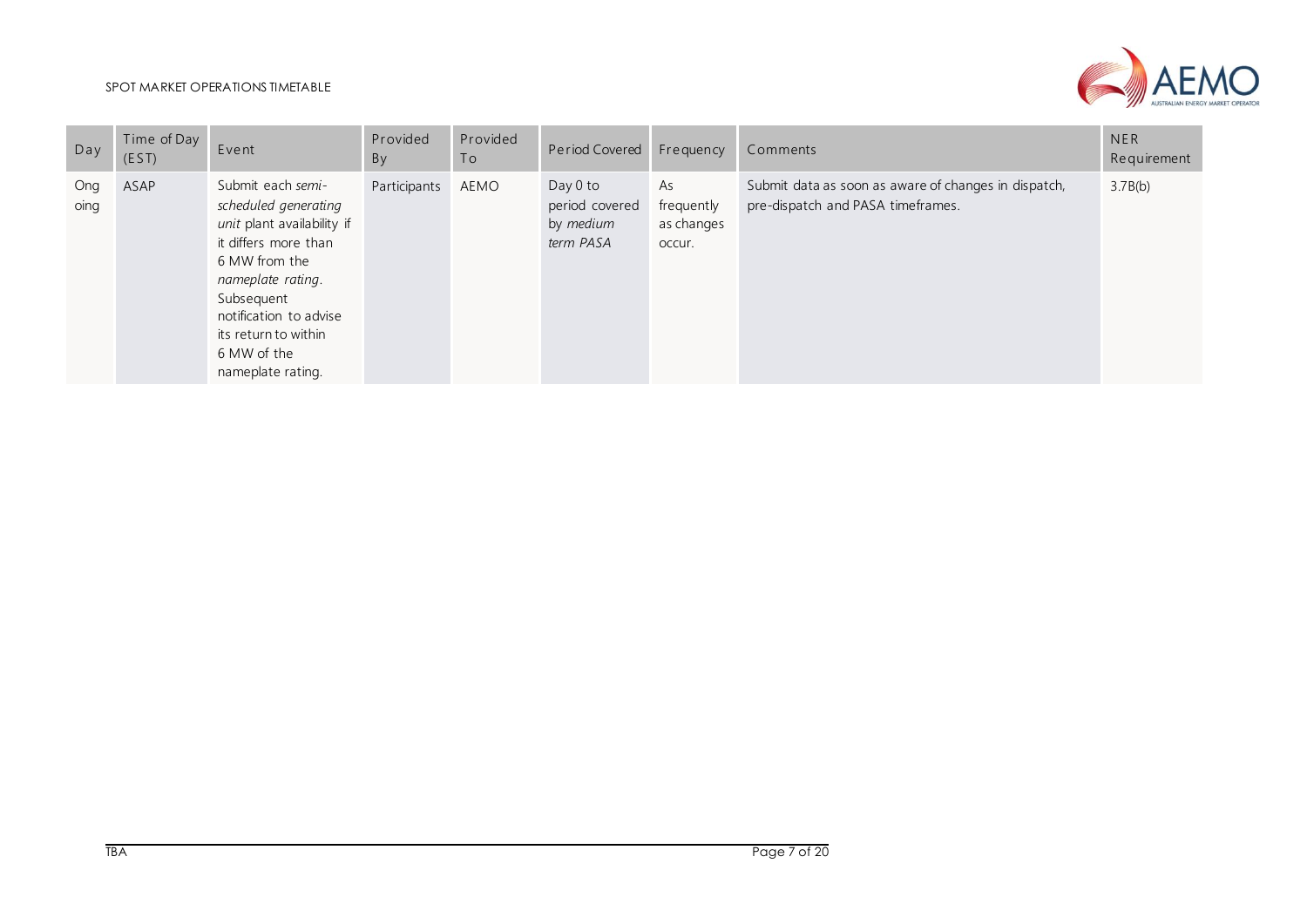| Day | Time of Day (EST) | Event | Provided By | Provided To | Period Covered | Frequency | Comments | NER Requirement |
|---|---|---|---|---|---|---|---|---|
| Ongoing | ASAP | Submit each *semi-scheduled generating unit* plant availability if it differs more than 6 MW from the *nameplate rating*. Subsequent notification to advise its return to within 6 MW of the nameplate rating. | Participants | AEMO | Day 0 to period covered by *medium term PASA* | As frequently as changes occur. | Submit data as soon as aware of changes in dispatch, pre-dispatch and PASA timeframes. | 3.7B(b) |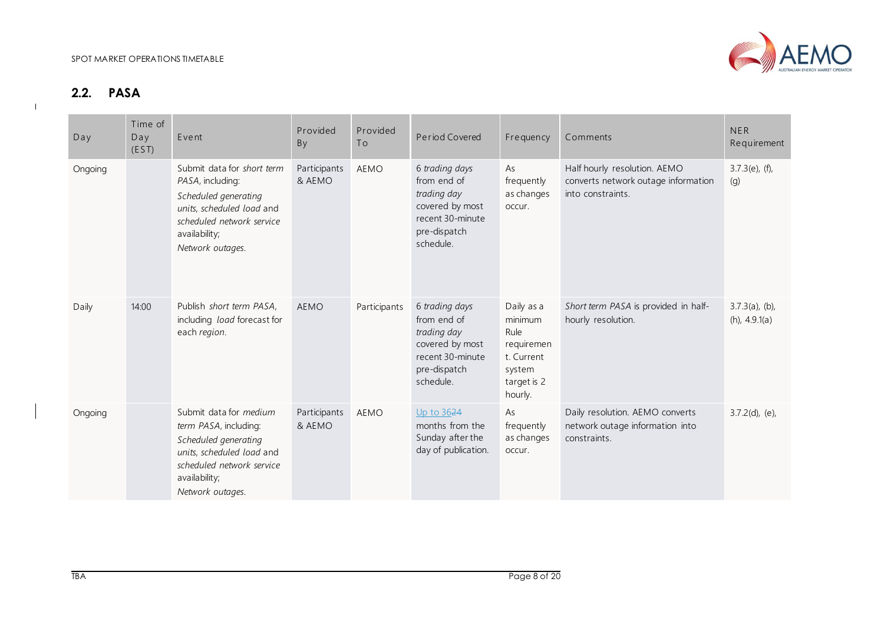## 2.2. PASA

| Day | Time of Day (EST) | Event | Provided By | Provided To | Period Covered | Frequency | Comments | NER Requirement |
|---|---|---|---|---|---|---|---|---|
| Ongoing | | Submit data for *short term PASA*, including: *Scheduled generating units*, *scheduled load* and *scheduled network service* availability; *Network outages*. | Participants & AEMO | AEMO | 6 *trading days* from end of *trading day* covered by most recent 30-minute pre-dispatch schedule. | As frequently as changes occur. | Half hourly resolution. AEMO converts network outage information into constraints. | 3.7.3(e), (f), (g) |
| Daily | 14:00 | Publish *short term PASA*, including *load* forecast for each *region*. | AEMO | Participants | 6 *trading days* from end of *trading day* covered by most recent 30-minute pre-dispatch schedule. | Daily as a minimum Rule requirement. Current system target is 2 hourly. | *Short term PASA* is provided in half-hourly resolution. | 3.7.3(a), (b), (h), 4.9.1(a) |
| Ongoing | | Submit data for *medium term PASA*, including: *Scheduled generating units*, *scheduled load* and *scheduled network service* availability; *Network outages*. | Participants & AEMO | AEMO | Up to 36~~24~~ months from the Sunday after the day of publication. | As frequently as changes occur. | Daily resolution. AEMO converts network outage information into constraints. | 3.7.2(d), (e), |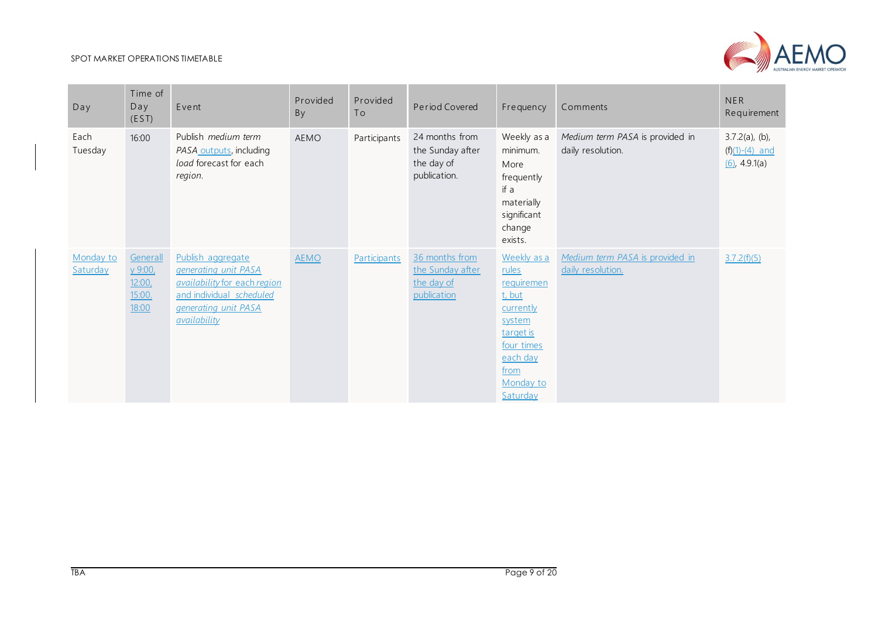| Day | Time of Day (EST) | Event | Provided By | Provided To | Period Covered | Frequency | Comments | NER Requirement |
|---|---|---|---|---|---|---|---|---|
| Each Tuesday | 16:00 | Publish *medium term PASA* outputs, including *load* forecast for each *region*. | AEMO | Participants | 24 months from the Sunday after the day of publication. | Weekly as a minimum. More frequently if a materially significant change exists. | *Medium term PASA* is provided in daily resolution. | 3.7.2(a), (b), (f)(1)-(4) and (6), 4.9.1(a) |
| Monday to Saturday | Generally 9:00, 12:00, 15:00, 18:00 | Publish aggregate *generating unit PASA availability* for each *region* and individual *scheduled generating unit PASA availability* | AEMO | Participants | 36 months from the Sunday after the day of publication | Weekly as a rules requirement, but currently system target is four times each day from Monday to Saturday | *Medium term PASA* is provided in daily resolution. | 3.7.2(f)(5) |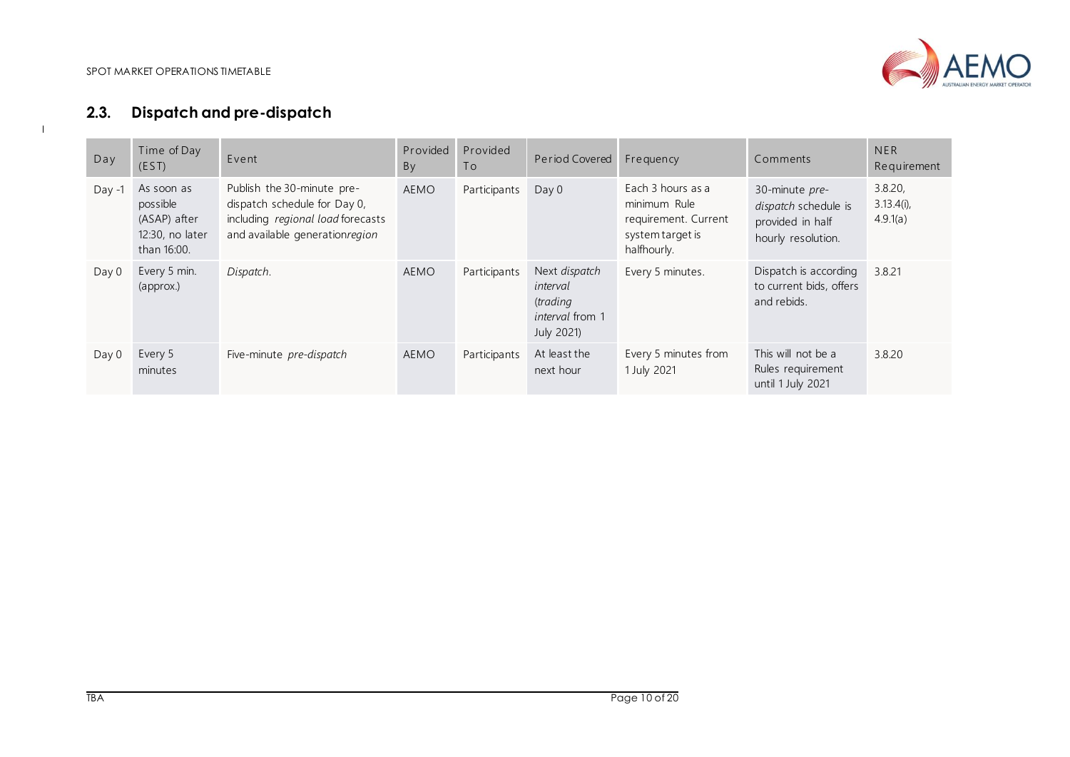## 2.3. Dispatch and pre-dispatch

| Day | Time of Day (EST) | Event | Provided By | Provided To | Period Covered | Frequency | Comments | NER Requirement |
|---|---|---|---|---|---|---|---|---|
| Day -1 | As soon as possible (ASAP) after 12:30, no later than 16:00. | Publish the 30-minute pre-dispatch schedule for Day 0, including *regional load* forecasts and available generation*region* | AEMO | Participants | Day 0 | Each 3 hours as a minimum Rule requirement. Current system target is halfhourly. | 30-minute *pre-dispatch* schedule is provided in half hourly resolution. | 3.8.20, 3.13.4(i), 4.9.1(a) |
| Day 0 | Every 5 min. (approx.) | *Dispatch*. | AEMO | Participants | Next *dispatch interval* (*trading interval* from 1 July 2021) | Every 5 minutes. | Dispatch is according to current bids, offers and rebids. | 3.8.21 |
| Day 0 | Every 5 minutes | Five-minute *pre-dispatch* | AEMO | Participants | At least the next hour | Every 5 minutes from 1 July 2021 | This will not be a Rules requirement until 1 July 2021 | 3.8.20 |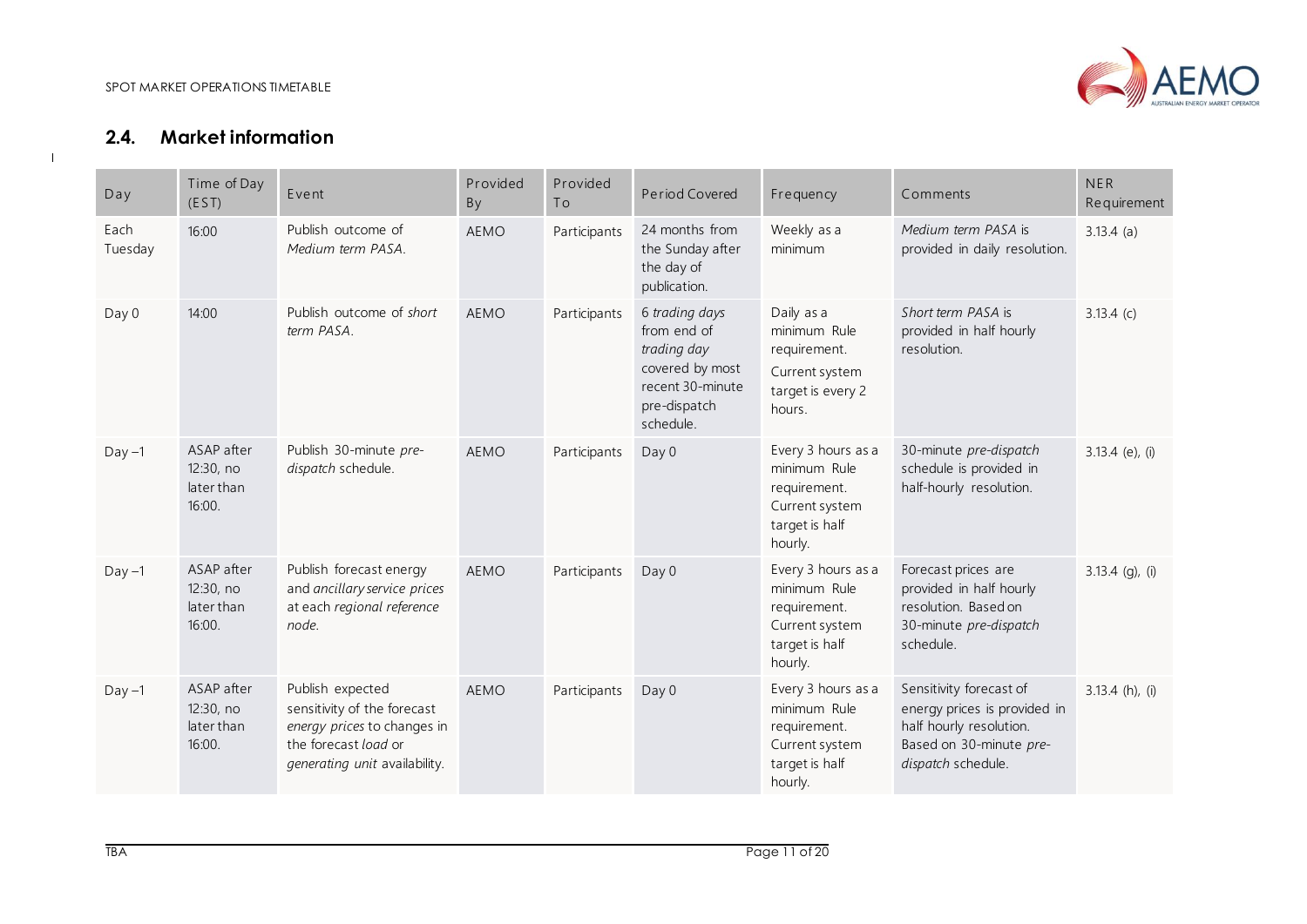## 2.4. Market information

| Day | Time of Day (EST) | Event | Provided By | Provided To | Period Covered | Frequency | Comments | NER Requirement |
|---|---|---|---|---|---|---|---|---|
| Each Tuesday | 16:00 | Publish outcome of *Medium term PASA*. | AEMO | Participants | 24 months from the Sunday after the day of publication. | Weekly as a minimum | *Medium term PASA* is provided in daily resolution. | 3.13.4 (a) |
| Day 0 | 14:00 | Publish outcome of *short term PASA*. | AEMO | Participants | 6 *trading days* from end of *trading day* covered by most recent 30-minute pre-dispatch schedule. | Daily as a minimum Rule requirement. Current system target is every 2 hours. | *Short term PASA* is provided in half hourly resolution. | 3.13.4 (c) |
| Day –1 | ASAP after 12:30, no later than 16:00. | Publish 30-minute *pre-dispatch* schedule. | AEMO | Participants | Day 0 | Every 3 hours as a minimum Rule requirement. Current system target is half hourly. | 30-minute *pre-dispatch* schedule is provided in half-hourly resolution. | 3.13.4 (e), (i) |
| Day –1 | ASAP after 12:30, no later than 16:00. | Publish forecast energy and *ancillary service prices* at each *regional reference node*. | AEMO | Participants | Day 0 | Every 3 hours as a minimum Rule requirement. Current system target is half hourly. | Forecast prices are provided in half hourly resolution. Based on 30-minute *pre-dispatch* schedule. | 3.13.4 (g), (i) |
| Day –1 | ASAP after 12:30, no later than 16:00. | Publish expected sensitivity of the forecast *energy prices* to changes in the forecast *load* or *generating unit* availability. | AEMO | Participants | Day 0 | Every 3 hours as a minimum Rule requirement. Current system target is half hourly. | Sensitivity forecast of energy prices is provided in half hourly resolution. Based on 30-minute *pre-dispatch* schedule. | 3.13.4 (h), (i) |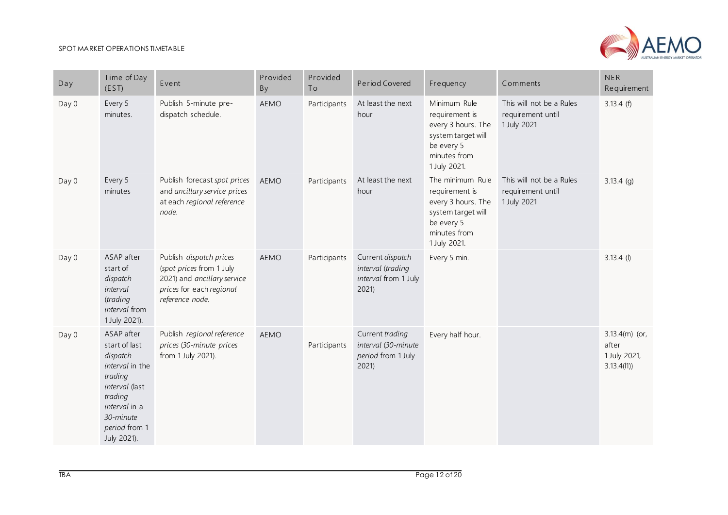| Day | Time of Day (EST) | Event | Provided By | Provided To | Period Covered | Frequency | Comments | NER Requirement |
|---|---|---|---|---|---|---|---|---|
| Day 0 | Every 5 minutes. | Publish 5-minute pre-dispatch schedule. | AEMO | Participants | At least the next hour | Minimum Rule requirement is every 3 hours. The system target will be every 5 minutes from 1 July 2021. | This will not be a Rules requirement until 1 July 2021 | 3.13.4 (f) |
| Day 0 | Every 5 minutes | Publish forecast *spot prices* and *ancillary service prices* at each *regional reference node.* | AEMO | Participants | At least the next hour | The minimum Rule requirement is every 3 hours. The system target will be every 5 minutes from 1 July 2021. | This will not be a Rules requirement until 1 July 2021 | 3.13.4 (g) |
| Day 0 | ASAP after start of *dispatch interval* (*trading interval* from 1 July 2021). | Publish *dispatch prices* (*spot prices* from 1 July 2021) and *ancillary service prices* for each *regional reference node.* | AEMO | Participants | Current *dispatch interval* (*trading interval* from 1 July 2021) | Every 5 min. | | 3.13.4 (l) |
| Day 0 | ASAP after start of last *dispatch interval* in the *trading interval* (last *trading interval* in a *30-minute period* from 1 July 2021). | Publish *regional reference prices* (*30-minute prices* from 1 July 2021). | AEMO | Participants | Current *trading interval* (*30-minute period* from 1 July 2021) | Every half hour. | | 3.13.4(m) (or, after 1 July 2021, 3.13.4(l1)) |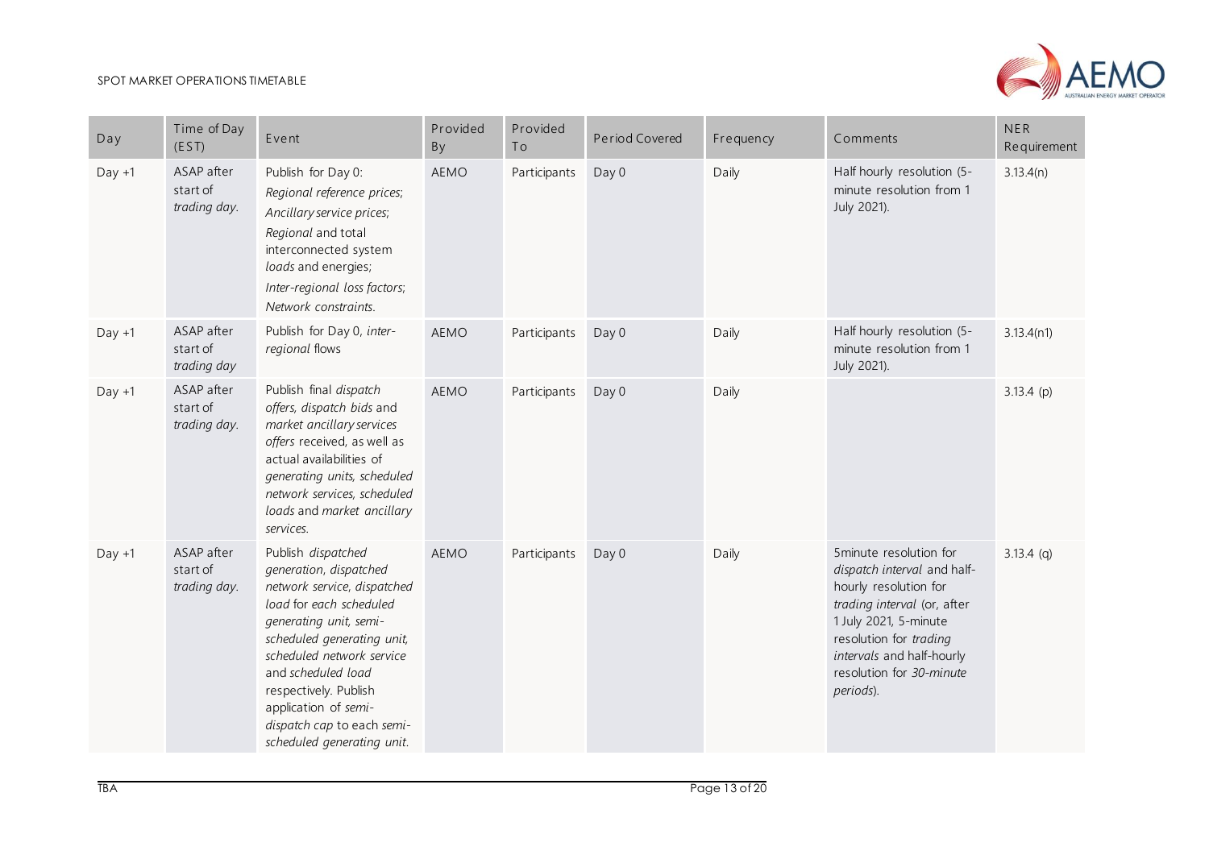| Day | Time of Day (EST) | Event | Provided By | Provided To | Period Covered | Frequency | Comments | NER Requirement |
|---|---|---|---|---|---|---|---|---|
| Day +1 | ASAP after start of *trading day*. | Publish for Day 0: *Regional reference prices*; *Ancillary service prices*; *Regional* and total interconnected system *loads* and energies; *Inter-regional loss factors*; *Network constraints*. | AEMO | Participants | Day 0 | Daily | Half hourly resolution (5-minute resolution from 1 July 2021). | 3.13.4(n) |
| Day +1 | ASAP after start of *trading day* | Publish for Day 0, *inter-regional* flows | AEMO | Participants | Day 0 | Daily | Half hourly resolution (5-minute resolution from 1 July 2021). | 3.13.4(n1) |
| Day +1 | ASAP after start of *trading day*. | Publish final *dispatch offers, dispatch bids* and *market ancillary services offers* received, as well as actual availabilities of *generating units, scheduled network services, scheduled loads* and *market ancillary services*. | AEMO | Participants | Day 0 | Daily | | 3.13.4 (p) |
| Day +1 | ASAP after start of *trading day*. | Publish *dispatched generation, dispatched network service, dispatched load* for each *scheduled generating unit, semi-scheduled generating unit, scheduled network service* and *scheduled load* respectively. Publish application of *semi-dispatch cap* to each *semi-scheduled generating unit*. | AEMO | Participants | Day 0 | Daily | 5minute resolution for *dispatch interval* and half-hourly resolution for *trading interval* (or, after 1 July 2021, 5-minute resolution for *trading intervals* and half-hourly resolution for *30-minute periods*). | 3.13.4 (q) |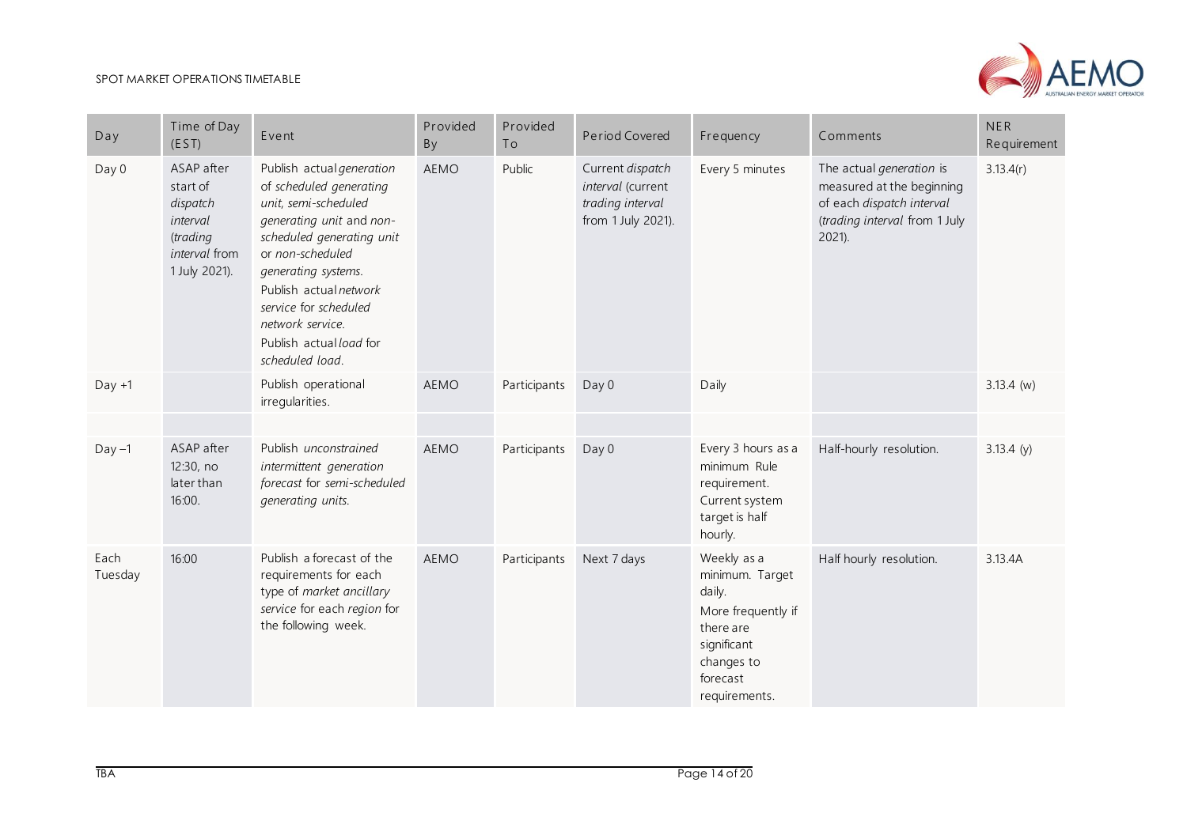| Day | Time of Day (EST) | Event | Provided By | Provided To | Period Covered | Frequency | Comments | NER Requirement |
|---|---|---|---|---|---|---|---|---|
| Day 0 | ASAP after start of *dispatch interval* (*trading interval* from 1 July 2021). | Publish actual *generation* of *scheduled generating unit, semi-scheduled generating unit* and *non-scheduled generating unit* or *non-scheduled generating systems*.<br>Publish actual *network service* for *scheduled network service*.<br>Publish actual *load* for *scheduled load*. | AEMO | Public | Current *dispatch interval* (current *trading interval* from 1 July 2021). | Every 5 minutes | The actual *generation* is measured at the beginning of each *dispatch interval* (*trading interval* from 1 July 2021). | 3.13.4(r) |
| Day +1 | | Publish operational irregularities. | AEMO | Participants | Day 0 | Daily | | 3.13.4 (w) |
| | | | | | | | | |
| Day –1 | ASAP after 12:30, no later than 16:00. | Publish *unconstrained intermittent generation forecast* for *semi-scheduled generating units*. | AEMO | Participants | Day 0 | Every 3 hours as a minimum Rule requirement. Current system target is half hourly. | Half-hourly resolution. | 3.13.4 (y) |
| Each Tuesday | 16:00 | Publish a forecast of the requirements for each type of *market ancillary service* for each *region* for the following week. | AEMO | Participants | Next 7 days | Weekly as a minimum. Target daily.<br>More frequently if there are significant changes to forecast requirements. | Half hourly resolution. | 3.13.4A |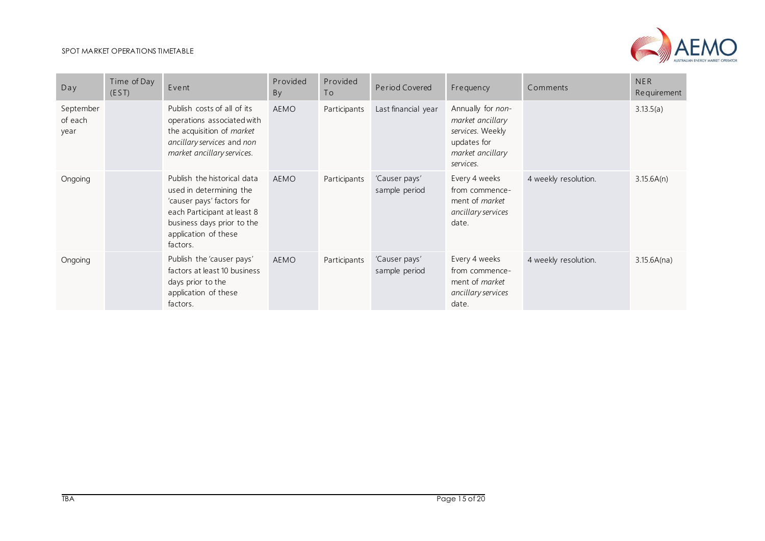| Day | Time of Day (EST) | Event | Provided By | Provided To | Period Covered | Frequency | Comments | NER Requirement |
|---|---|---|---|---|---|---|---|---|
| September of each year | | Publish costs of all of its operations associated with the acquisition of *market ancillary services* and *non market ancillary services.* | AEMO | Participants | Last financial year | Annually for *non-market ancillary services*. Weekly updates for *market ancillary services.* | | 3.13.5(a) |
| Ongoing | | Publish the historical data used in determining the 'causer pays' factors for each Participant at least 8 business days prior to the application of these factors. | AEMO | Participants | 'Causer pays' sample period | Every 4 weeks from commence-ment of *market ancillary services* date. | 4 weekly resolution. | 3.15.6A(n) |
| Ongoing | | Publish the 'causer pays' factors at least 10 business days prior to the application of these factors. | AEMO | Participants | 'Causer pays' sample period | Every 4 weeks from commence-ment of *market ancillary services* date. | 4 weekly resolution. | 3.15.6A(na) |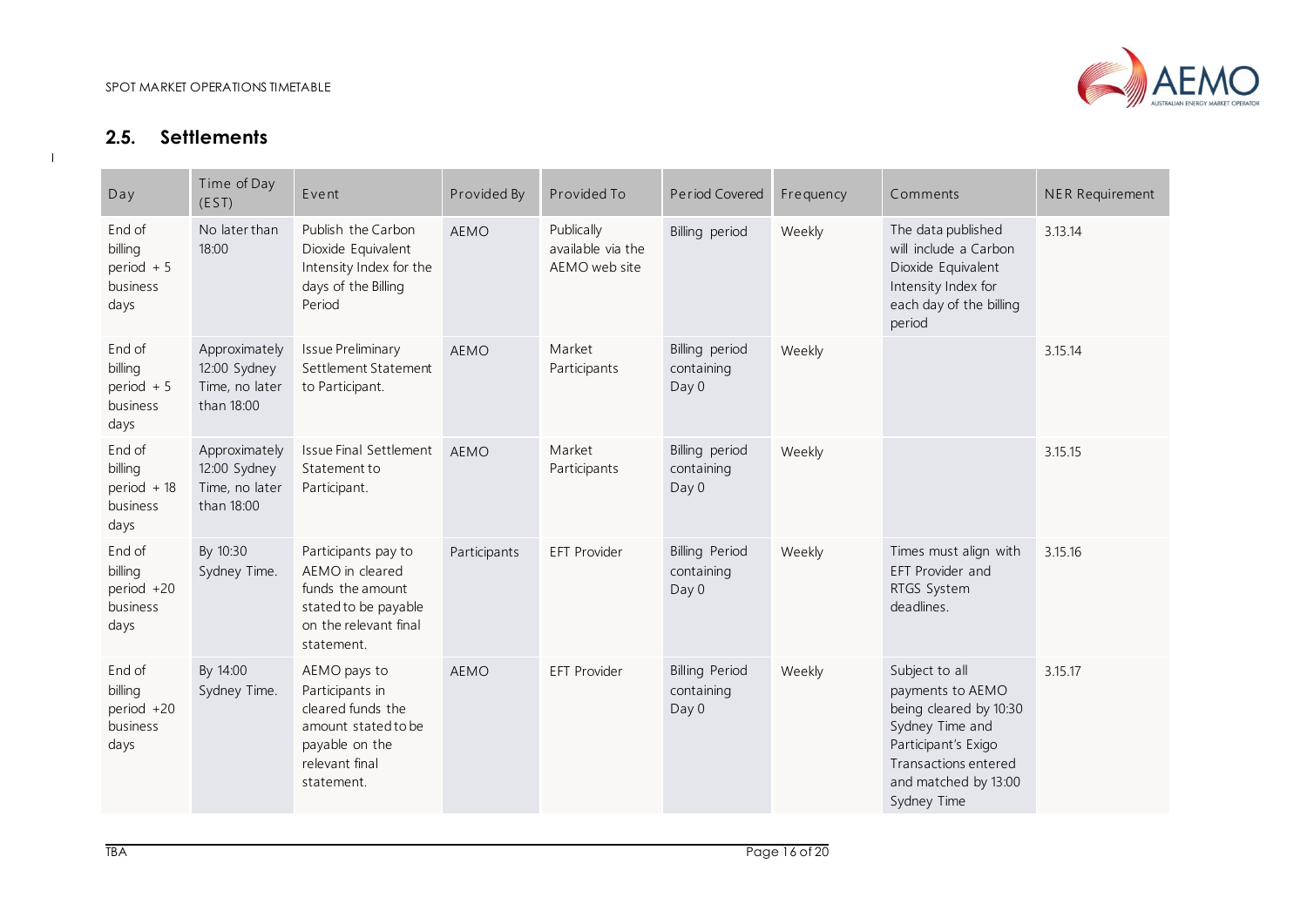## 2.5. Settlements

| Day | Time of Day (EST) | Event | Provided By | Provided To | Period Covered | Frequency | Comments | NER Requirement |
|---|---|---|---|---|---|---|---|---|
| End of billing period + 5 business days | No later than 18:00 | Publish the Carbon Dioxide Equivalent Intensity Index for the days of the Billing Period | AEMO | Publically available via the AEMO web site | Billing period | Weekly | The data published will include a Carbon Dioxide Equivalent Intensity Index for each day of the billing period | 3.13.14 |
| End of billing period + 5 business days | Approximately 12:00 Sydney Time, no later than 18:00 | Issue Preliminary Settlement Statement to Participant. | AEMO | Market Participants | Billing period containing Day 0 | Weekly | | 3.15.14 |
| End of billing period + 18 business days | Approximately 12:00 Sydney Time, no later than 18:00 | Issue Final Settlement Statement to Participant. | AEMO | Market Participants | Billing period containing Day 0 | Weekly | | 3.15.15 |
| End of billing period +20 business days | By 10:30 Sydney Time. | Participants pay to AEMO in cleared funds the amount stated to be payable on the relevant final statement. | Participants | EFT Provider | Billing Period containing Day 0 | Weekly | Times must align with EFT Provider and RTGS System deadlines. | 3.15.16 |
| End of billing period +20 business days | By 14:00 Sydney Time. | AEMO pays to Participants in cleared funds the amount stated to be payable on the relevant final statement. | AEMO | EFT Provider | Billing Period containing Day 0 | Weekly | Subject to all payments to AEMO being cleared by 10:30 Sydney Time and Participant's Exigo Transactions entered and matched by 13:00 Sydney Time | 3.15.17 |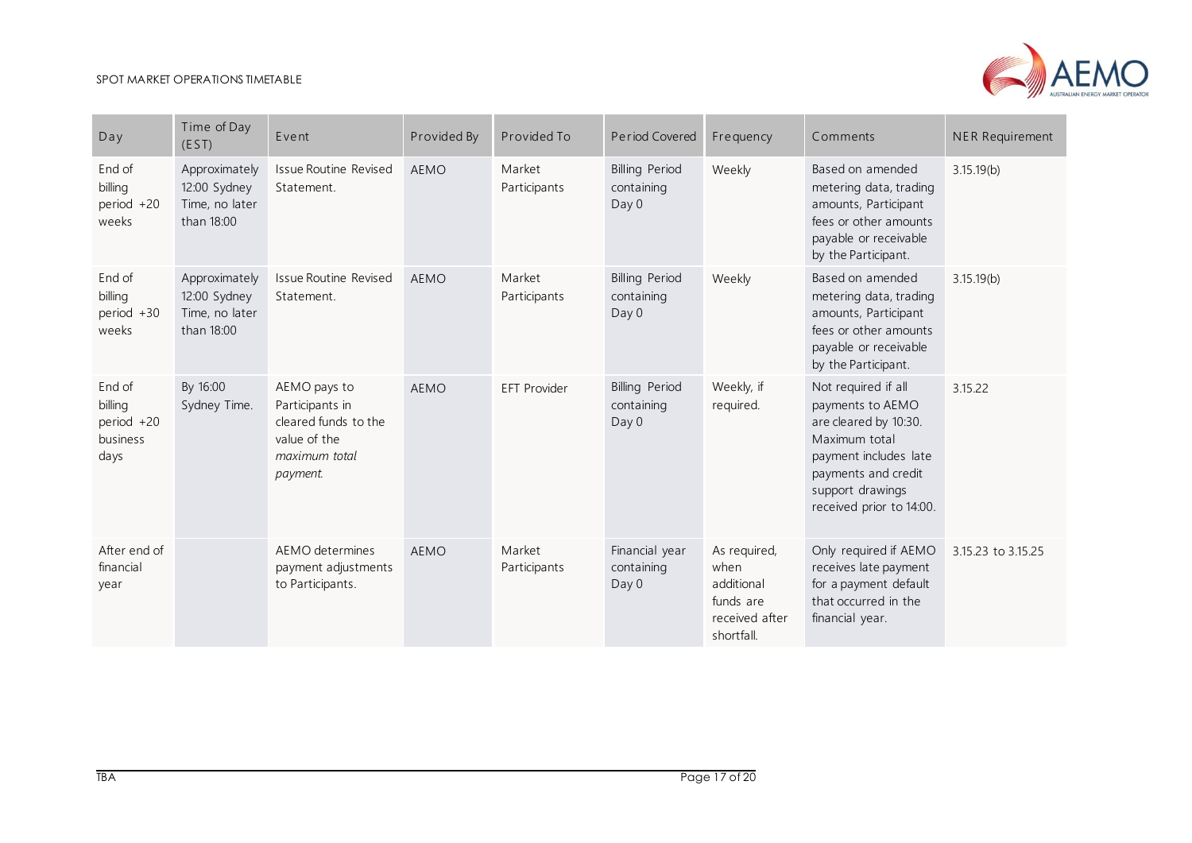| Day | Time of Day (EST) | Event | Provided By | Provided To | Period Covered | Frequency | Comments | NER Requirement |
|---|---|---|---|---|---|---|---|---|
| End of billing period +20 weeks | Approximately 12:00 Sydney Time, no later than 18:00 | Issue Routine Revised Statement. | AEMO | Market Participants | Billing Period containing Day 0 | Weekly | Based on amended metering data, trading amounts, Participant fees or other amounts payable or receivable by the Participant. | 3.15.19(b) |
| End of billing period +30 weeks | Approximately 12:00 Sydney Time, no later than 18:00 | Issue Routine Revised Statement. | AEMO | Market Participants | Billing Period containing Day 0 | Weekly | Based on amended metering data, trading amounts, Participant fees or other amounts payable or receivable by the Participant. | 3.15.19(b) |
| End of billing period +20 business days | By 16:00 Sydney Time. | AEMO pays to Participants in cleared funds to the value of the *maximum total payment.* | AEMO | EFT Provider | Billing Period containing Day 0 | Weekly, if required. | Not required if all payments to AEMO are cleared by 10:30. Maximum total payment includes late payments and credit support drawings received prior to 14:00. | 3.15.22 |
| After end of financial year | | AEMO determines payment adjustments to Participants. | AEMO | Market Participants | Financial year containing Day 0 | As required, when additional funds are received after shortfall. | Only required if AEMO receives late payment for a payment default that occurred in the financial year. | 3.15.23 to 3.15.25 |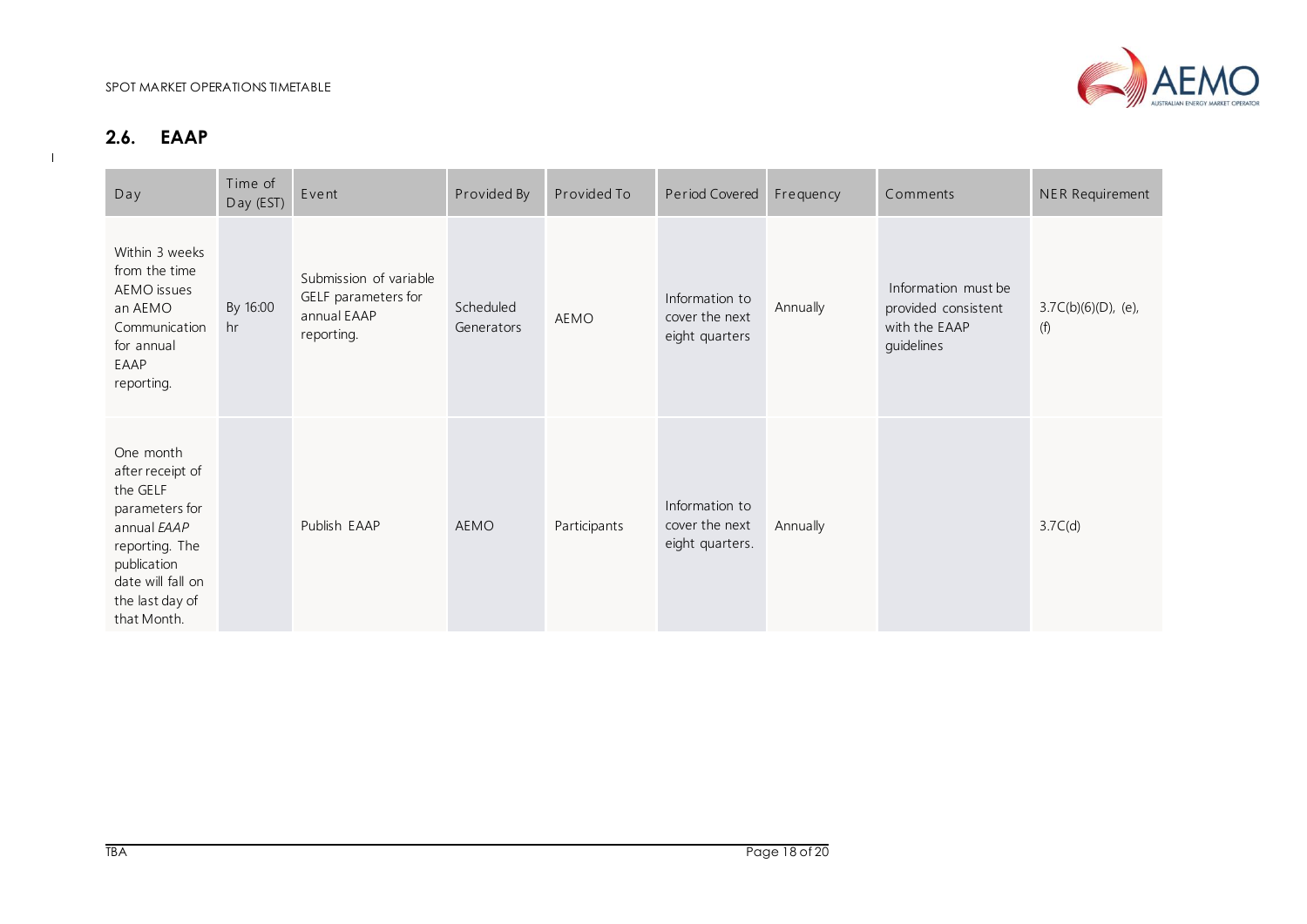## 2.6. EAAP

| Day | Time of Day (EST) | Event | Provided By | Provided To | Period Covered | Frequency | Comments | NER Requirement |
|---|---|---|---|---|---|---|---|---|
| Within 3 weeks from the time AEMO issues an AEMO Communication for annual EAAP reporting. | By 16:00 hr | Submission of variable GELF parameters for annual EAAP reporting. | Scheduled Generators | AEMO | Information to cover the next eight quarters | Annually | Information must be provided consistent with the EAAP guidelines | 3.7C(b)(6)(D), (e), (f) |
| One month after receipt of the GELF parameters for annual *EAAP* reporting. The publication date will fall on the last day of that Month. | | Publish EAAP | AEMO | Participants | Information to cover the next eight quarters. | Annually | | 3.7C(d) |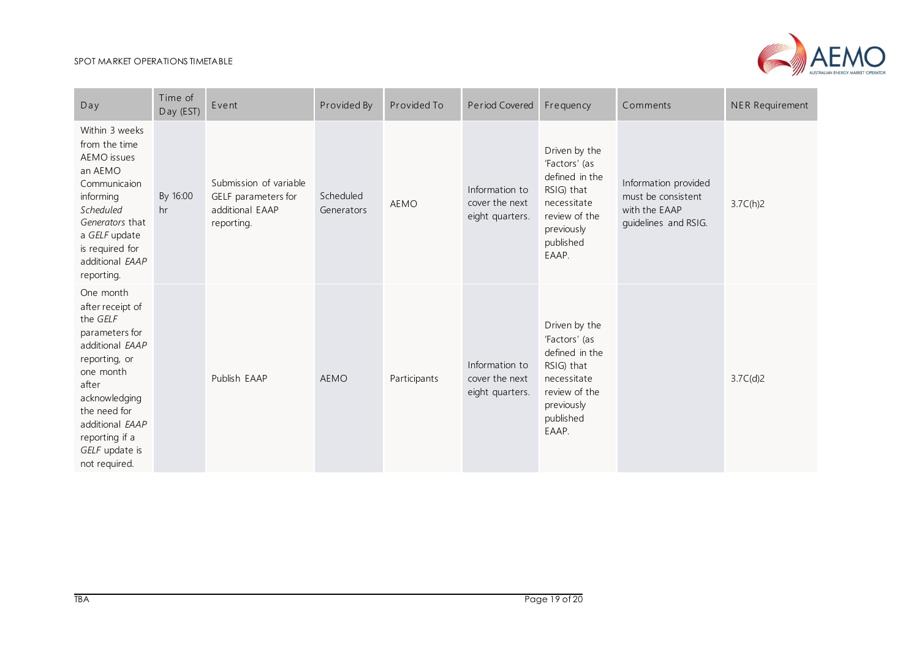| Day | Time of Day (EST) | Event | Provided By | Provided To | Period Covered | Frequency | Comments | NER Requirement |
|---|---|---|---|---|---|---|---|---|
| Within 3 weeks from the time AEMO issues an AEMO Communicaion informing *Scheduled Generators* that a *GELF* update is required for additional *EAAP* reporting. | By 16:00 hr | Submission of variable GELF parameters for additional EAAP reporting. | Scheduled Generators | AEMO | Information to cover the next eight quarters. | Driven by the 'Factors' (as defined in the RSIG) that necessitate review of the previously published EAAP. | Information provided must be consistent with the EAAP guidelines and RSIG. | 3.7C(h)2 |
| One month after receipt of the *GELF* parameters for additional *EAAP* reporting, or one month after acknowledging the need for additional *EAAP* reporting if a *GELF* update is not required. | | Publish EAAP | AEMO | Participants | Information to cover the next eight quarters. | Driven by the 'Factors' (as defined in the RSIG) that necessitate review of the previously published EAAP. | | 3.7C(d)2 |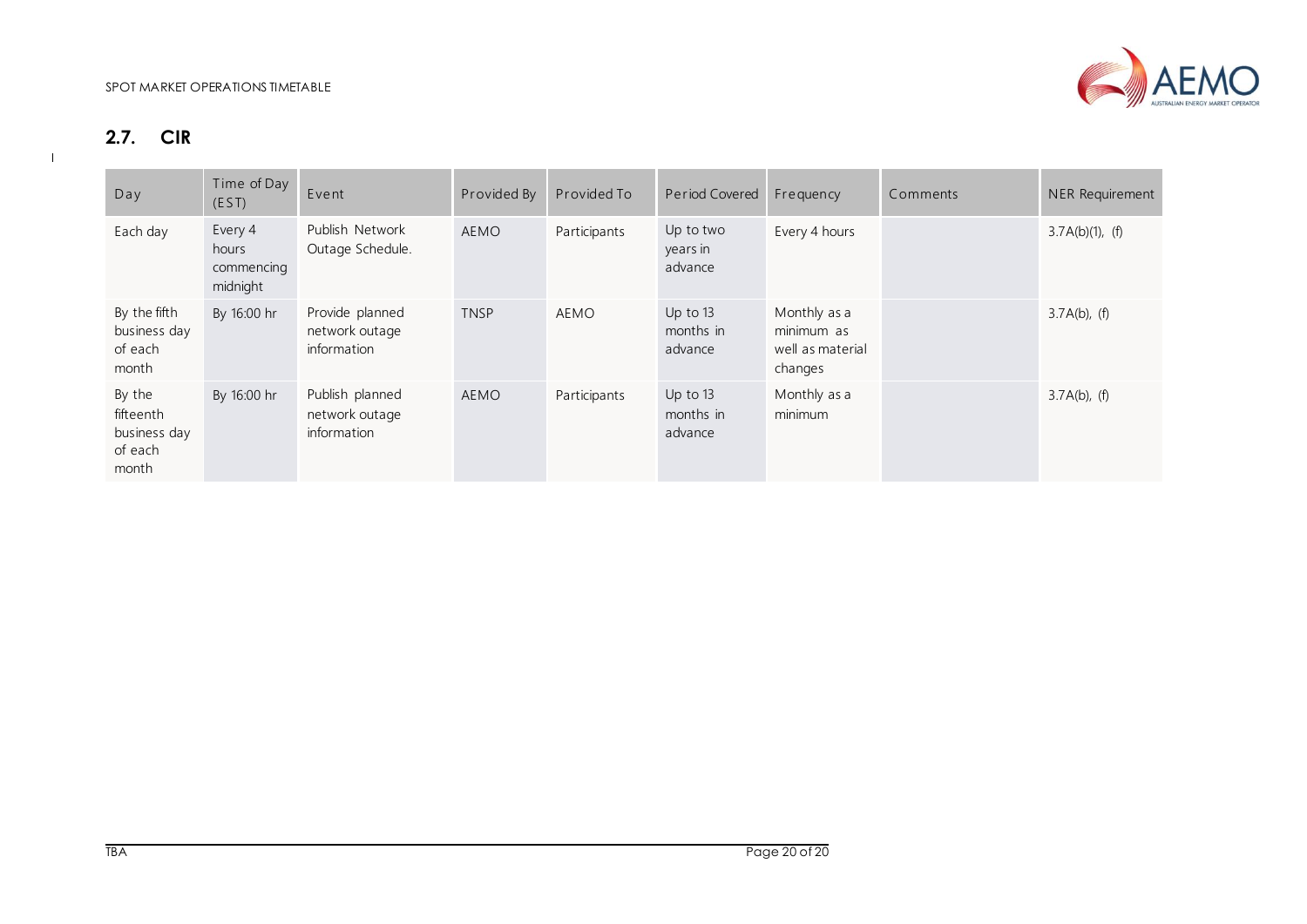## 2.7. CIR

| Day | Time of Day (EST) | Event | Provided By | Provided To | Period Covered | Frequency | Comments | NER Requirement |
|---|---|---|---|---|---|---|---|---|
| Each day | Every 4 hours commencing midnight | Publish Network Outage Schedule. | AEMO | Participants | Up to two years in advance | Every 4 hours | | 3.7A(b)(1), (f) |
| By the fifth business day of each month | By 16:00 hr | Provide planned network outage information | TNSP | AEMO | Up to 13 months in advance | Monthly as a minimum as well as material changes | | 3.7A(b), (f) |
| By the fifteenth business day of each month | By 16:00 hr | Publish planned network outage information | AEMO | Participants | Up to 13 months in advance | Monthly as a minimum | | 3.7A(b), (f) |